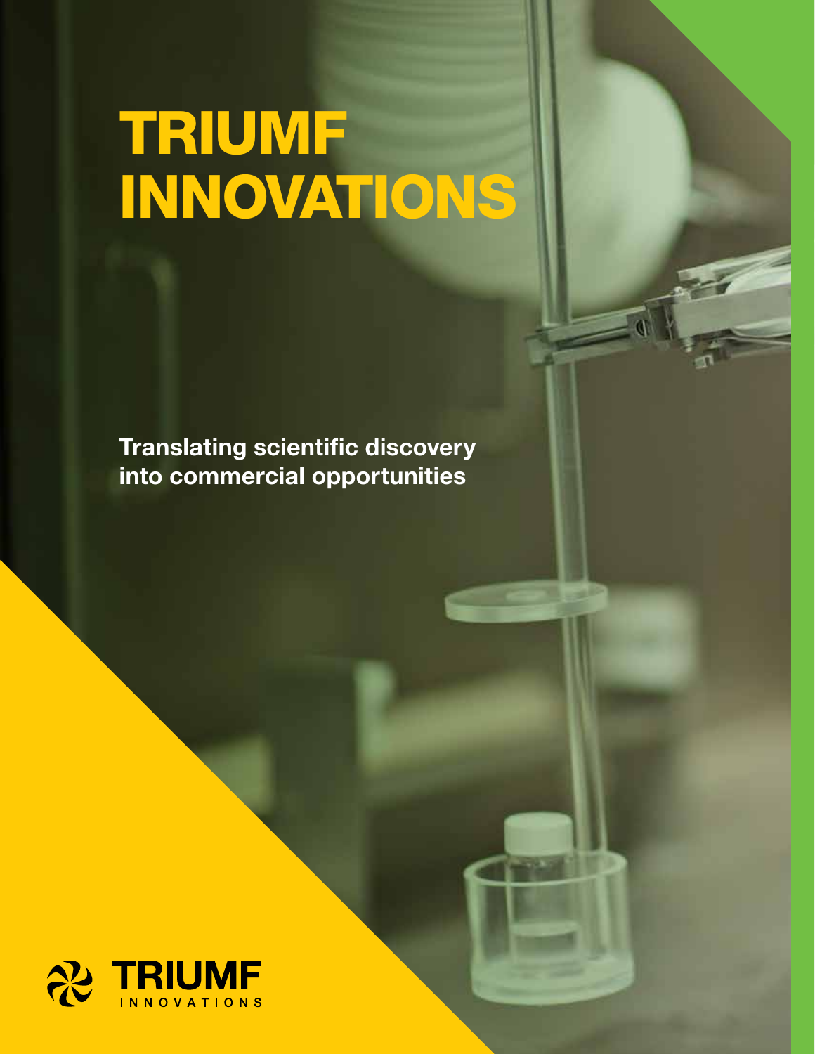# TRIUMF INNOVATIONS

**Translating scientific discovery into commercial opportunities**

TRIUMF INNOVATIONS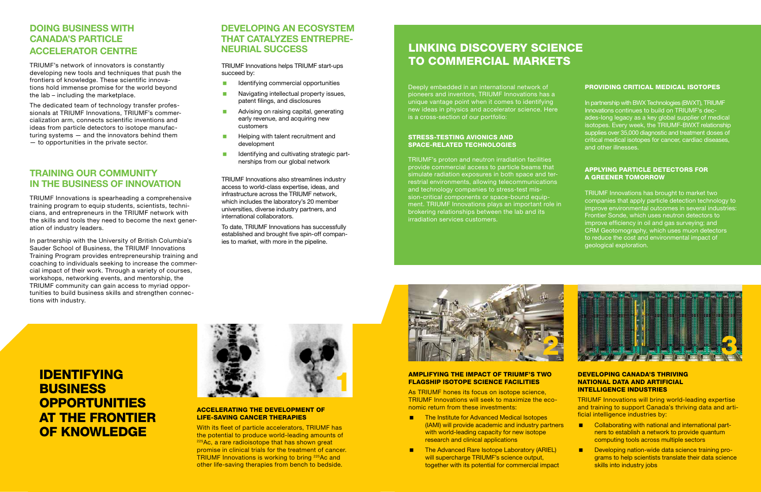## DOING BUSINESS WITH CANADA'S PARTICLE ACCELERATOR CENTRE

TRIUMF's network of innovators is constantly developing new tools and techniques that push the frontiers of knowledge. These scientific innovations hold immense promise for the world beyond the lab – including the marketplace.

The dedicated team of technology transfer professionals at TRIUMF Innovations, TRIUMF's commercialization arm, connects scientific inventions and ideas from particle detectors to isotope manufacturing systems — and the innovators behind them — to opportunities in the private sector.

## TRAINING OUR COMMUNITY IN THE BUSINESS OF INNOVATION

TRIUMF Innovations is spearheading a comprehensive training program to equip students, scientists, technicians, and entrepreneurs in the TRIUMF network with the skills and tools they need to become the next generation of industry leaders.

In partnership with the University of British Columbia's Sauder School of Business, the TRIUMF Innovations Training Program provides entrepreneurship training and coaching to individuals seeking to increase the commercial impact of their work. Through a variety of courses, workshops, networking events, and mentorship, the TRIUMF community can gain access to myriad opportunities to build business skills and strengthen connections with industry.

## DEVELOPING AN ECOSYSTEM THAT CATALYZES ENTREPRENEURIAL SUCCESS

TRIUMF Innovations helps TRIUMF start-ups succeed by:

- Identifying commercial opportunities
- Navigating intellectual property issues, patent filings, and disclosures
- Advising on raising capital, generating early revenue, and acquiring new customers
- Helping with talent recruitment and development
- Identifying and cultivating strategic partnerships from our global network

TRIUMF Innovations also streamlines industry access to world-class expertise, ideas, and infrastructure across the TRIUMF network, which includes the laboratory's 20 member universities, diverse industry partners, and international collaborators.

To date, TRIUMF Innovations has successfully established and brought five spin-off companies to market, with more in the pipeline.

## LINKING DISCOVERY SCIENCE TO COMMERCIAL MARKETS

Deeply embedded in an international network of pioneers and inventors, TRIUMF Innovations has a unique vantage point when it comes to identifying new ideas in physics and accelerator science. Here is a cross-section of our portfolio:

### STRESS-TESTING AVIONICS AND SPACE-RELATED TECHNOLOGIES

TRIUMF's proton and neutron irradiation facilities provide commercial access to particle beams that simulate radiation exposures in both space and terrestrial environments, allowing telecommunications and technology companies to stress-test mission-critical components or space-bound equipment. TRIUMF Innovations plays an important role in brokering relationships between the lab and its irradiation services customers.

### PROVIDING CRITICAL MEDICAL ISOTOPES

In partnership with BWX Technologies (BWXT), TRIUMF Innovations continues to build on TRIUMF's decades-long legacy as a key global supplier of medical isotopes. Every week, the TRIUMF-BWXT relationship supplies over 35,000 diagnostic and treatment doses of critical medical isotopes for cancer, cardiac diseases, and other illnesses.

### APPLYING PARTICLE DETECTORS FOR A GREENER TOMORROW

TRIUMF Innovations has brought to market two companies that apply particle detection technology to improve environmental outcomes in several industries: Frontier Sonde, which uses neutron detectors to improve efficiency in oil and gas surveying; and CRM Geotomography, which uses muon detectors to reduce the cost and environmental impact of geological exploration.

## IDENTIFYING BUSINESS OPPORTUNITIES AT THE FRONTIER OF KNOWLEDGE

1

### ACCELERATING THE DEVELOPMENT OF LIFE-SAVING CANCER THERAPIES

With its fleet of particle accelerators, TRIUMF has the potential to produce world-leading amounts of $^{225}$Ac, a rare radioisotope that has shown great promise in clinical trials for the treatment of cancer. TRIUMF Innovations is working to bring $^{225}$Ac and other life-saving therapies from bench to bedside.

2

### AMPLIFYING THE IMPACT OF TRIUMF'S TWO FLAGSHIP ISOTOPE SCIENCE FACILITIES

As TRIUMF hones its focus on isotope science, TRIUMF Innovations will seek to maximize the economic return from these investments:

- The Institute for Advanced Medical Isotopes (IAMI) will provide academic and industry partners with world-leading capacity for new isotope research and clinical applications
- The Advanced Rare Isotope Laboratory (ARIEL) will supercharge TRIUMF's science output, together with its potential for commercial impact

3

### DEVELOPING CANADA'S THRIVING NATIONAL DATA AND ARTIFICIAL INTELLIGENCE INDUSTRIES

TRIUMF Innovations will bring world-leading expertise and training to support Canada's thriving data and artificial intelligence industries by:

- Collaborating with national and international partners to establish a network to provide quantum computing tools across multiple sectors
- Developing nation-wide data science training programs to help scientists translate their data science skills into industry jobs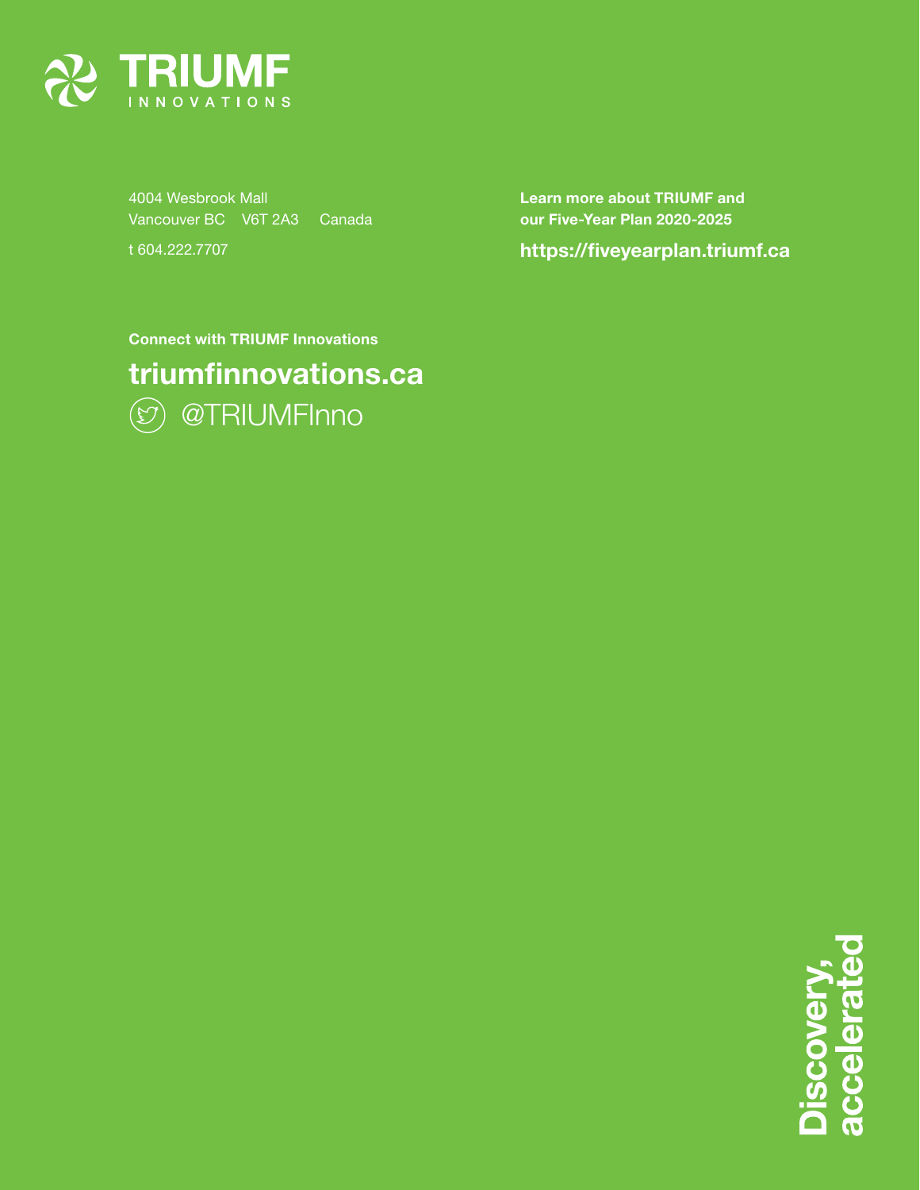TRIUMF INNOVATIONS

4004 Wesbrook Mall
Vancouver BC V6T 2A3 Canada

t 604.222.7707

**Learn more about TRIUMF and our Five-Year Plan 2020-2025**

**https://fiveyearplan.triumf.ca**

**Connect with TRIUMF Innovations**

**triumfinnovations.ca**

@TRIUMFInno

**Discovery, accelerated**